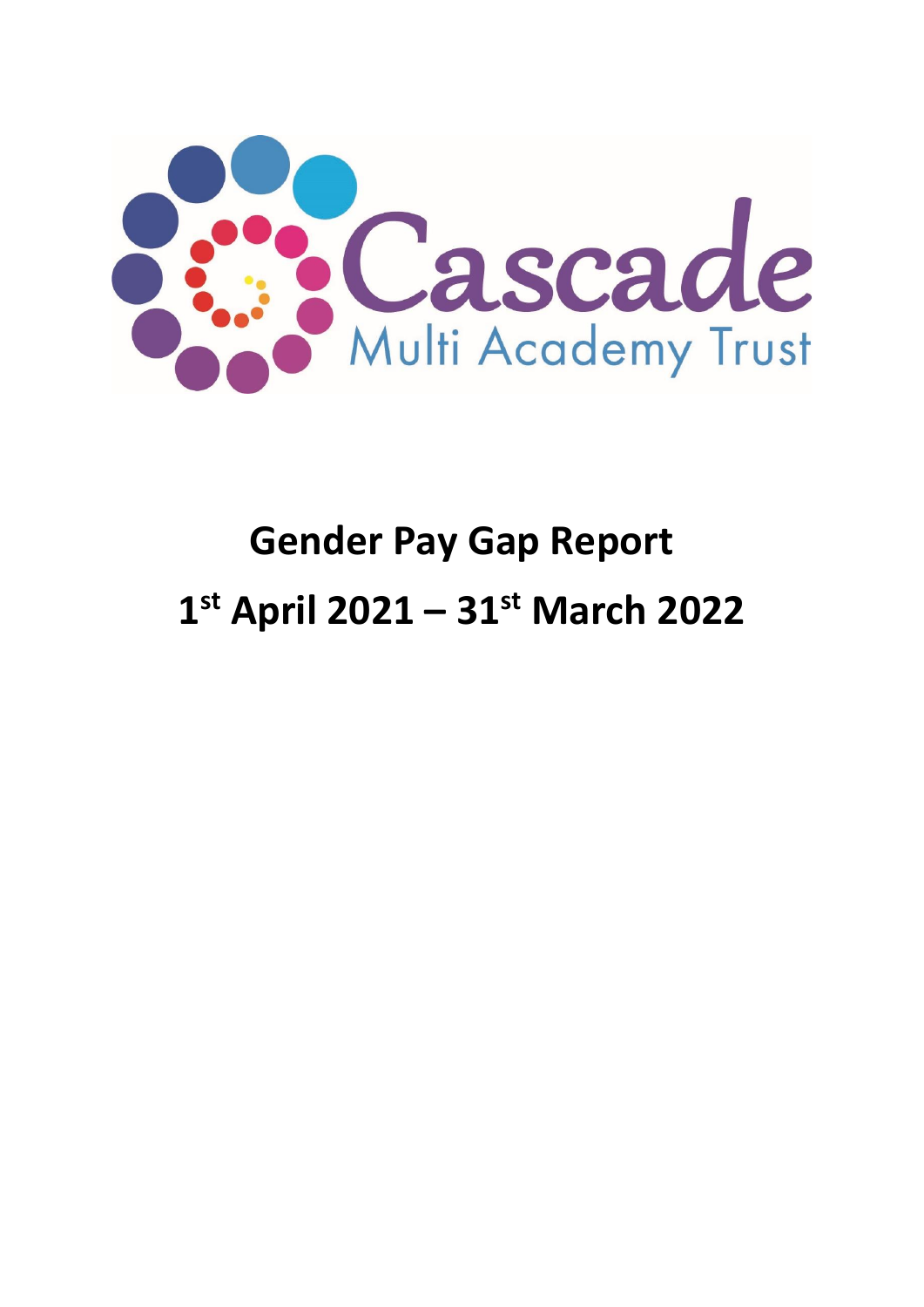Cascade

Multi Academy Trust

# Gender Pay Gap Report

# 1st April 2021 – 31st March 2022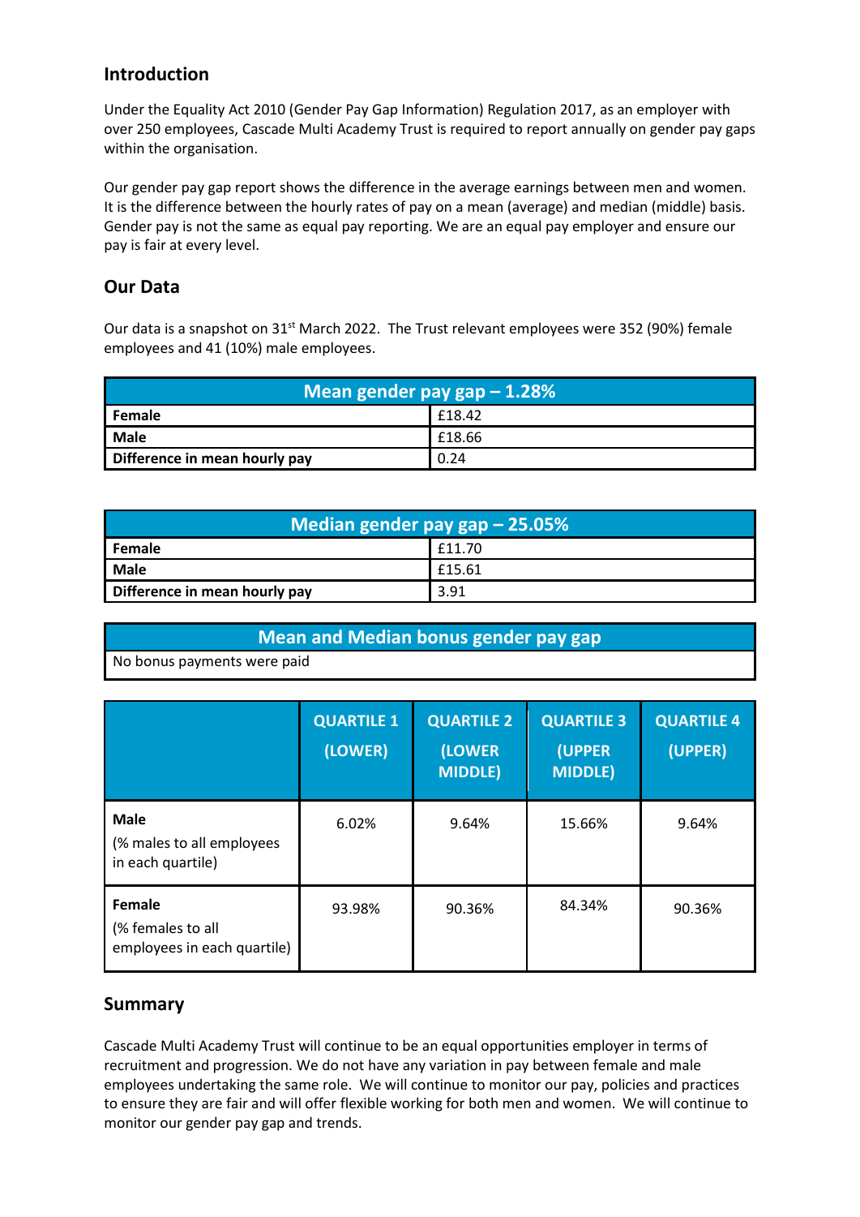## Introduction

Under the Equality Act 2010 (Gender Pay Gap Information) Regulation 2017, as an employer with over 250 employees, Cascade Multi Academy Trust is required to report annually on gender pay gaps within the organisation.

Our gender pay gap report shows the difference in the average earnings between men and women. It is the difference between the hourly rates of pay on a mean (average) and median (middle) basis. Gender pay is not the same as equal pay reporting. We are an equal pay employer and ensure our pay is fair at every level.

## Our Data

Our data is a snapshot on 31st March 2022. The Trust relevant employees were 352 (90%) female employees and 41 (10%) male employees.

| Mean gender pay gap – 1.28% | |
|---|---|
| **Female** | £18.42 |
| **Male** | £18.66 |
| **Difference in mean hourly pay** | 0.24 |

| Median gender pay gap – 25.05% | |
|---|---|
| **Female** | £11.70 |
| **Male** | £15.61 |
| **Difference in mean hourly pay** | 3.91 |

| Mean and Median bonus gender pay gap |
|---|
| No bonus payments were paid |

| | QUARTILE 1 (LOWER) | QUARTILE 2 (LOWER MIDDLE) | QUARTILE 3 (UPPER MIDDLE) | QUARTILE 4 (UPPER) |
|---|---|---|---|---|
| **Male** (% males to all employees in each quartile) | 6.02% | 9.64% | 15.66% | 9.64% |
| **Female** (% females to all employees in each quartile) | 93.98% | 90.36% | 84.34% | 90.36% |

## Summary

Cascade Multi Academy Trust will continue to be an equal opportunities employer in terms of recruitment and progression. We do not have any variation in pay between female and male employees undertaking the same role. We will continue to monitor our pay, policies and practices to ensure they are fair and will offer flexible working for both men and women. We will continue to monitor our gender pay gap and trends.